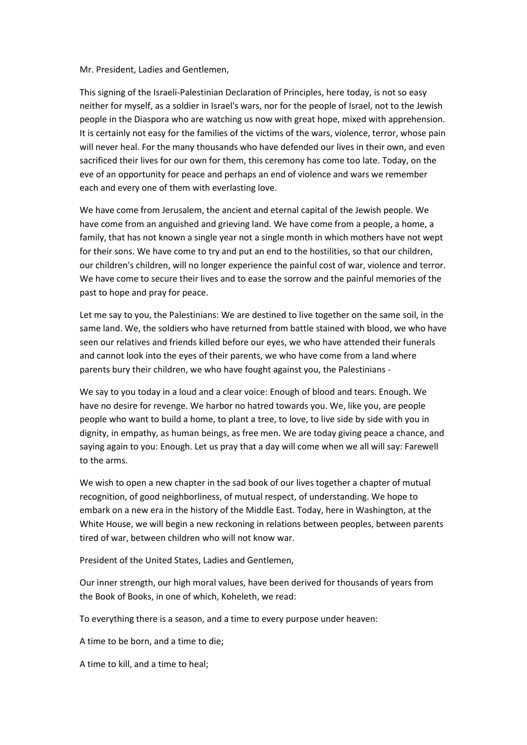Mr. President, Ladies and Gentlemen,

This signing of the Israeli-Palestinian Declaration of Principles, here today, is not so easy neither for myself, as a soldier in Israel's wars, nor for the people of Israel, not to the Jewish people in the Diaspora who are watching us now with great hope, mixed with apprehension. It is certainly not easy for the families of the victims of the wars, violence, terror, whose pain will never heal. For the many thousands who have defended our lives in their own, and even sacrificed their lives for our own for them, this ceremony has come too late. Today, on the eve of an opportunity for peace and perhaps an end of violence and wars we remember each and every one of them with everlasting love.

We have come from Jerusalem, the ancient and eternal capital of the Jewish people. We have come from an anguished and grieving land. We have come from a people, a home, a family, that has not known a single year not a single month in which mothers have not wept for their sons. We have come to try and put an end to the hostilities, so that our children, our children's children, will no longer experience the painful cost of war, violence and terror. We have come to secure their lives and to ease the sorrow and the painful memories of the past to hope and pray for peace.

Let me say to you, the Palestinians: We are destined to live together on the same soil, in the same land. We, the soldiers who have returned from battle stained with blood, we who have seen our relatives and friends killed before our eyes, we who have attended their funerals and cannot look into the eyes of their parents, we who have come from a land where parents bury their children, we who have fought against you, the Palestinians -

We say to you today in a loud and a clear voice: Enough of blood and tears. Enough. We have no desire for revenge. We harbor no hatred towards you. We, like you, are people people who want to build a home, to plant a tree, to love, to live side by side with you in dignity, in empathy, as human beings, as free men. We are today giving peace a chance, and saying again to you: Enough. Let us pray that a day will come when we all will say: Farewell to the arms.

We wish to open a new chapter in the sad book of our lives together a chapter of mutual recognition, of good neighborliness, of mutual respect, of understanding. We hope to embark on a new era in the history of the Middle East. Today, here in Washington, at the White House, we will begin a new reckoning in relations between peoples, between parents tired of war, between children who will not know war.

President of the United States, Ladies and Gentlemen,

Our inner strength, our high moral values, have been derived for thousands of years from the Book of Books, in one of which, Koheleth, we read:

To everything there is a season, and a time to every purpose under heaven:

A time to be born, and a time to die;

A time to kill, and a time to heal;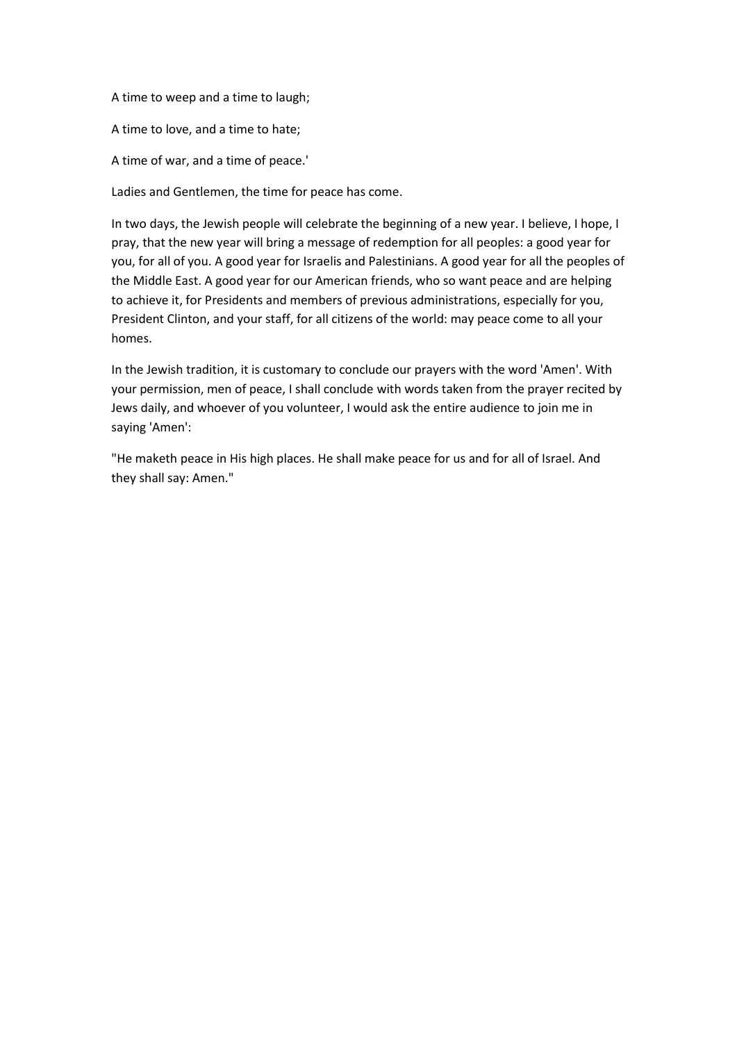A time to weep and a time to laugh;

A time to love, and a time to hate;

A time of war, and a time of peace.'

Ladies and Gentlemen, the time for peace has come.

In two days, the Jewish people will celebrate the beginning of a new year. I believe, I hope, I pray, that the new year will bring a message of redemption for all peoples: a good year for you, for all of you. A good year for Israelis and Palestinians. A good year for all the peoples of the Middle East. A good year for our American friends, who so want peace and are helping to achieve it, for Presidents and members of previous administrations, especially for you, President Clinton, and your staff, for all citizens of the world: may peace come to all your homes.

In the Jewish tradition, it is customary to conclude our prayers with the word 'Amen'. With your permission, men of peace, I shall conclude with words taken from the prayer recited by Jews daily, and whoever of you volunteer, I would ask the entire audience to join me in saying 'Amen':

"He maketh peace in His high places. He shall make peace for us and for all of Israel. And they shall say: Amen."